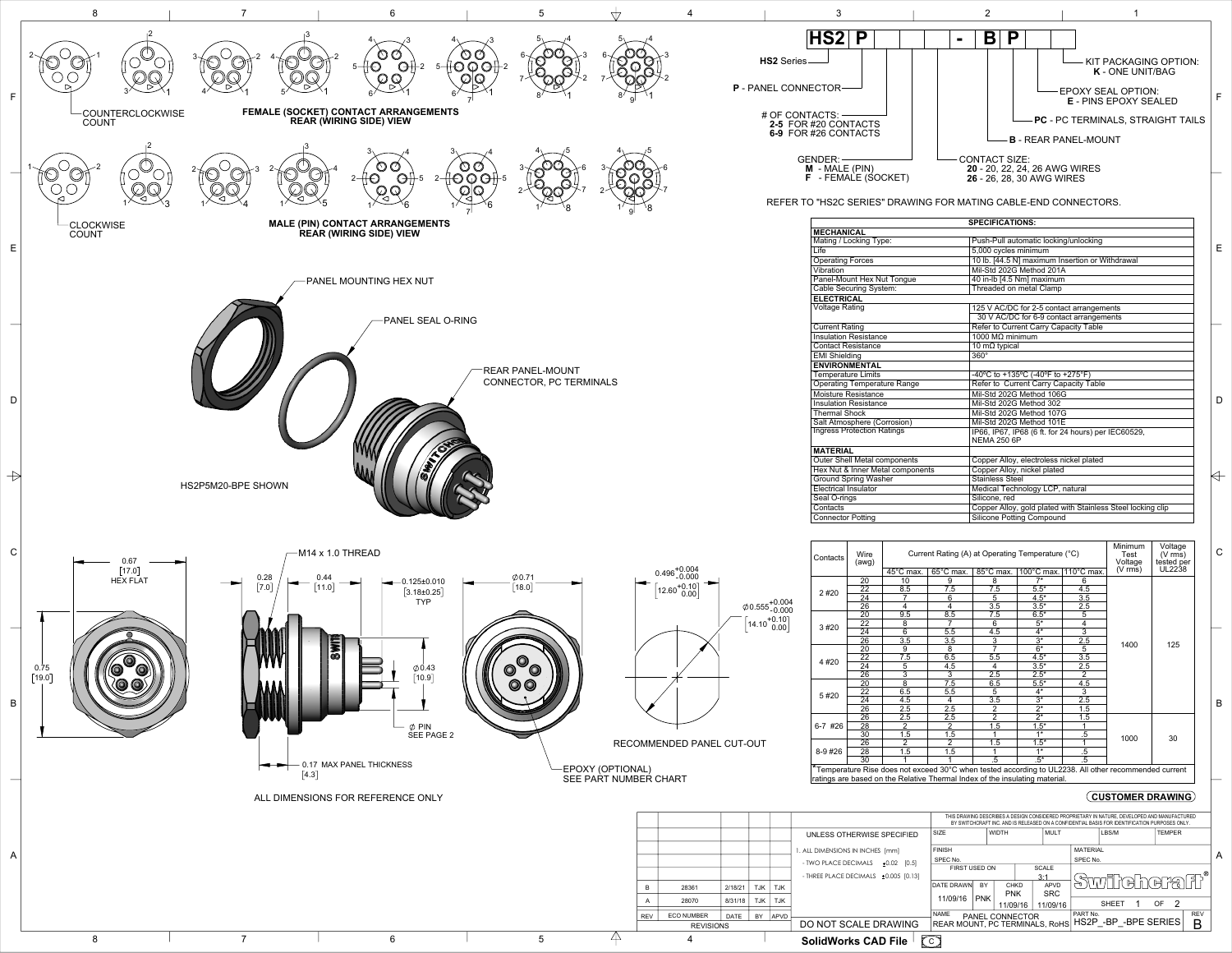## HS2 P _ _ _ - B P _ _

- **HS2** Series
- **P** - PANEL CONNECTOR
- # OF CONTACTS:
  - **2-5** FOR #20 CONTACTS
  - **6-9** FOR #26 CONTACTS
- GENDER:
  - **M** - MALE (PIN)
  - **F** - FEMALE (SOCKET)
- CONTACT SIZE:
  - **20** - 20, 22, 24, 26 AWG WIRES
  - **26** - 26, 28, 30 AWG WIRES
- **B** - REAR PANEL-MOUNT
- **PC** - PC TERMINALS, STRAIGHT TAILS
- EPOXY SEAL OPTION:
  - **E** - PINS EPOXY SEALED
- KIT PACKAGING OPTION:
  - **K** - ONE UNIT/BAG

REFER TO "HS2C SERIES" DRAWING FOR MATING CABLE-END CONNECTORS.

**FEMALE (SOCKET) CONTACT ARRANGEMENTS REAR (WIRING SIDE) VIEW** — COUNTERCLOCKWISE COUNT

**MALE (PIN) CONTACT ARRANGEMENTS REAR (WIRING SIDE) VIEW** — CLOCKWISE COUNT

PANEL MOUNTING HEX NUT

PANEL SEAL O-RING

REAR PANEL-MOUNT CONNECTOR, PC TERMINALS

HS2P5M20-BPE SHOWN

| SPECIFICATIONS: | |
|---|---|
| **MECHANICAL** | |
| Mating / Locking Type: | Push-Pull automatic locking/unlocking |
| Life | 5,000 cycles minimum |
| Operating Forces | 10 lb. [44.5 N] maximum Insertion or Withdrawal |
| Vibration | Mil-Std 202G Method 201A |
| Panel-Mount Hex Nut Tongue | 40 in-lb [4.5 Nm] maximum |
| Cable Securing System: | Threaded on metal Clamp |
| **ELECTRICAL** | |
| Voltage Rating | 125 V AC/DC for 2-5 contact arrangements<br>30 V AC/DC for 6-9 contact arrangements |
| Current Rating | Refer to Current Carry Capacity Table |
| Insulation Resistance | 1000 MΩ minimum |
| Contact Resistance | 10 mΩ typical |
| EMI Shielding | 360° |
| **ENVIRONMENTAL** | |
| Temperature Limits | -40ºC to +135ºC (-40ºF to +275ºF) |
| Operating Temperature Range | Refer to Current Carry Capacity Table |
| Moisture Resistance | Mil-Std 202G Method 106G |
| Insulation Resistance | Mil-Std 202G Method 302 |
| Thermal Shock | Mil-Std 202G Method 107G |
| Salt Atmosphere (Corrosion) | Mil-Std 202G Method 101E |
| Ingress Protection Ratings | IP66, IP67, IP68 (6 ft. for 24 hours) per IEC60529, NEMA 250 6P |
| **MATERIAL** | |
| Outer Shell Metal components | Copper Alloy, electroless nickel plated |
| Hex Nut & Inner Metal components | Copper Alloy, nickel plated |
| Ground Spring Washer | Stainless Steel |
| Electrical Insulator | Medical Technology LCP, natural |
| Seal O-rings | Silicone, red |
| Contacts | Copper Alloy, gold plated with Stainless Steel locking clip |
| Connector Potting | Silicone Potting Compound |

| Contacts | Wire (awg) | Current Rating (A) at Operating Temperature (°C) | | | | | Minimum Test Voltage (V rms) | Voltage (V rms) tested per UL2238 |
|---|---|---|---|---|---|---|---|---|
| | | 45°C max. | 65°C max. | 85°C max. | 100°C max. | 110°C max. | | |
| 2 #20 | 20 | 10 | 9 | 8 | 7* | 6 | 1400 | 125 |
| | 22 | 8.5 | 7.5 | 7.5 | 5.5* | 4.5 | | |
| | 24 | 7 | 6 | 5 | 4.5* | 3.5 | | |
| | 26 | 4 | 4 | 3.5 | 3.5* | 2.5 | | |
| 3 #20 | 20 | 9.5 | 8.5 | 7.5 | 6.5* | 5 | | |
| | 22 | 8 | 7 | 6 | 5* | 4 | | |
| | 24 | 6 | 5.5 | 4.5 | 4* | 3 | | |
| | 26 | 3.5 | 3.5 | 3 | 3* | 2.5 | | |
| 4 #20 | 20 | 9 | 8 | 7 | 6* | 5 | | |
| | 22 | 7.5 | 6.5 | 5.5 | 4.5* | 3.5 | | |
| | 24 | 5 | 4.5 | 4 | 3.5* | 2.5 | | |
| | 26 | 3 | 3 | 2.5 | 2.5* | 2 | | |
| 5 #20 | 20 | 8 | 7.5 | 6.5 | 5.5* | 4.5 | | |
| | 22 | 6.5 | 5.5 | 5 | 4* | 3 | | |
| | 24 | 4.5 | 4 | 3.5 | 3* | 2.5 | | |
| | 26 | 2.5 | 2.5 | 2 | 2* | 1.5 | | |
| 6-7 #26 | 26 | 2.5 | 2.5 | 2 | 2* | 1.5 | 1000 | 30 |
| | 28 | 2 | 2 | 1.5 | 1.5* | 1 | | |
| | 30 | 1.5 | 1.5 | 1 | 1* | .5 | | |
| 8-9 #26 | 26 | 2 | 2 | 1.5 | 1.5* | 1 | | |
| | 28 | 1.5 | 1.5 | 1 | 1* | .5 | | |
| | 30 | 1 | 1 | .5 | .5* | .5 | | |

*Temperature Rise does not exceed 30°C when tested according to UL2238. All other recommended current ratings are based on the Relative Thermal Index of the insulating material.

Dimensions: 0.67 [17.0] HEX FLAT; 0.75 [19.0]; M14 x 1.0 THREAD; 0.28 [7.0]; 0.44 [11.0]; 0.125±0.010 [3.18±0.25] TYP; Ø0.43 [10.9]; Ø PIN SEE PAGE 2; 0.17 MAX PANEL THICKNESS [4.3]; Ø0.71 [18.0]; EPOXY (OPTIONAL) SEE PART NUMBER CHART; $0.496^{+0.004}_{-0.000}$ [$12.60^{+0.10}_{0.00}$]; Ø$0.555^{+0.004}_{-0.000}$ [$14.10^{+0.10}_{0.00}$]

RECOMMENDED PANEL CUT-OUT

ALL DIMENSIONS FOR REFERENCE ONLY

**CUSTOMER DRAWING**

THIS DRAWING DESCRIBES A DESIGN CONSIDERED PROPRIETARY IN NATURE, DEVELOPED AND MANUFACTURED BY SWITCHCRAFT INC. AND IS RELEASED ON A CONFIDENTIAL BASIS FOR IDENTIFICATION PURPOSES ONLY.

UNLESS OTHERWISE SPECIFIED
1. ALL DIMENSIONS IN INCHES [mm]
- TWO PLACE DECIMALS ±0.02 [0.5]
- THREE PLACE DECIMALS ±0.005 [0.13]

DO NOT SCALE DRAWING

| REV | ECO NUMBER | DATE | BY | APVD |
|---|---|---|---|---|
| B | 28361 | 2/18/21 | TJK | TJK |
| A | 28070 | 8/31/18 | TJK | TJK |

SCALE 3:1 — DATE DRAWN 11/09/16 — BY PNK — CHKD PNK 11/09/16 — APVD SRC 11/09/16

Switchcraft®

NAME: PANEL CONNECTOR REAR MOUNT, PC TERMINALS, RoHS — PART No. HS2P_-BP_-BPE SERIES — REV B — SHEET 1 OF 2

SolidWorks CAD File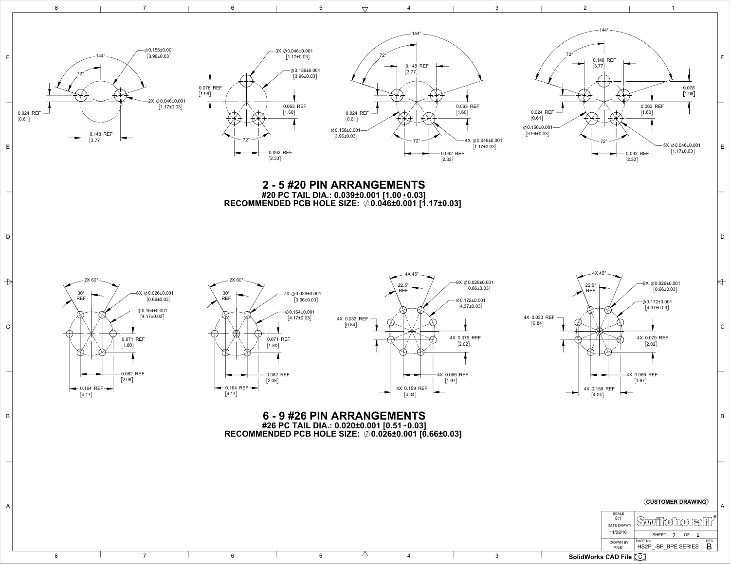## 2 - 5 #20 PIN ARRANGEMENTS

**#20 PC TAIL DIA.: 0.039±0.001 [1.00±0.03]**

**RECOMMENDED PCB HOLE SIZE: ∅0.046±0.001 [1.17±0.03]**

144°
72°
∅0.156±0.001 [3.96±0.03]
2X ∅0.046±0.001 [1.17±0.03]
0.024 REF [0.61]
0.148 REF [3.77]

3X ∅0.046±0.001 [1.17±0.03]
∅0.156±0.001 [3.96±0.03]
0.078 REF [1.98]
0.063 REF [1.60]
72°
0.092 REF [2.33]

144°
72°
0.148 REF [3.77]
0.024 REF [0.61]
0.063 REF [1.60]
∅0.156±0.001 [3.96±0.03]
72°
4X ∅0.046±0.001 [1.17±0.03]
0.092 REF [2.33]

144°
72°
0.148 REF [3.77]
0.078 [1.98]
0.024 REF [0.61]
0.063 REF [1.60]
∅0.156±0.001 [3.96±0.03]
72°
5X ∅0.046±0.001 [1.17±0.03]
0.092 REF [2.33]

## 6 - 9 #26 PIN ARRANGEMENTS

**#26 PC TAIL DIA.: 0.020±0.001 [0.51±0.03]**

**RECOMMENDED PCB HOLE SIZE: ∅0.026±0.001 [0.66±0.03]**

2X 60°
30° REF
6X ∅0.026±0.001 [0.66±0.03]
∅0.164±0.001 [4.17±0.03]
0.071 REF [1.80]
0.082 REF [2.08]
0.164 REF [4.17]

2X 60°
30° REF
7X ∅0.026±0.001 [0.66±0.03]
∅0.164±0.001 [4.17±0.03]
0.071 REF [1.80]
0.082 REF [2.08]
0.164 REF [4.17]

4X 45°
22.5° REF
8X ∅0.026±0.001 [0.66±0.03]
∅0.172±0.001 [4.37±0.03]
4X 0.033 REF [0.84]
4X 0.079 REF [2.02]
4X 0.066 REF [1.67]
4X 0.159 REF [4.04]

4X 45°
22.5° REF
9X ∅0.026±0.001 [0.66±0.03]
∅0.172±0.001 [4.37±0.03]
4X 0.033 REF [0.84]
4X 0.079 REF [2.02]
4X 0.066 REF [1.67]
4X 0.159 REF [4.04]

CUSTOMER DRAWING

| | | |
|---|---|---|
| SCALE 8:1 | Switchcraft® | |
| DATE DRAWN 11/09/16 | SHEET 2 OF 2 | |
| DRAWN BY PNK | PART No. HS2P_-BP_BPE SERIES | REV B |

SolidWorks CAD File ©